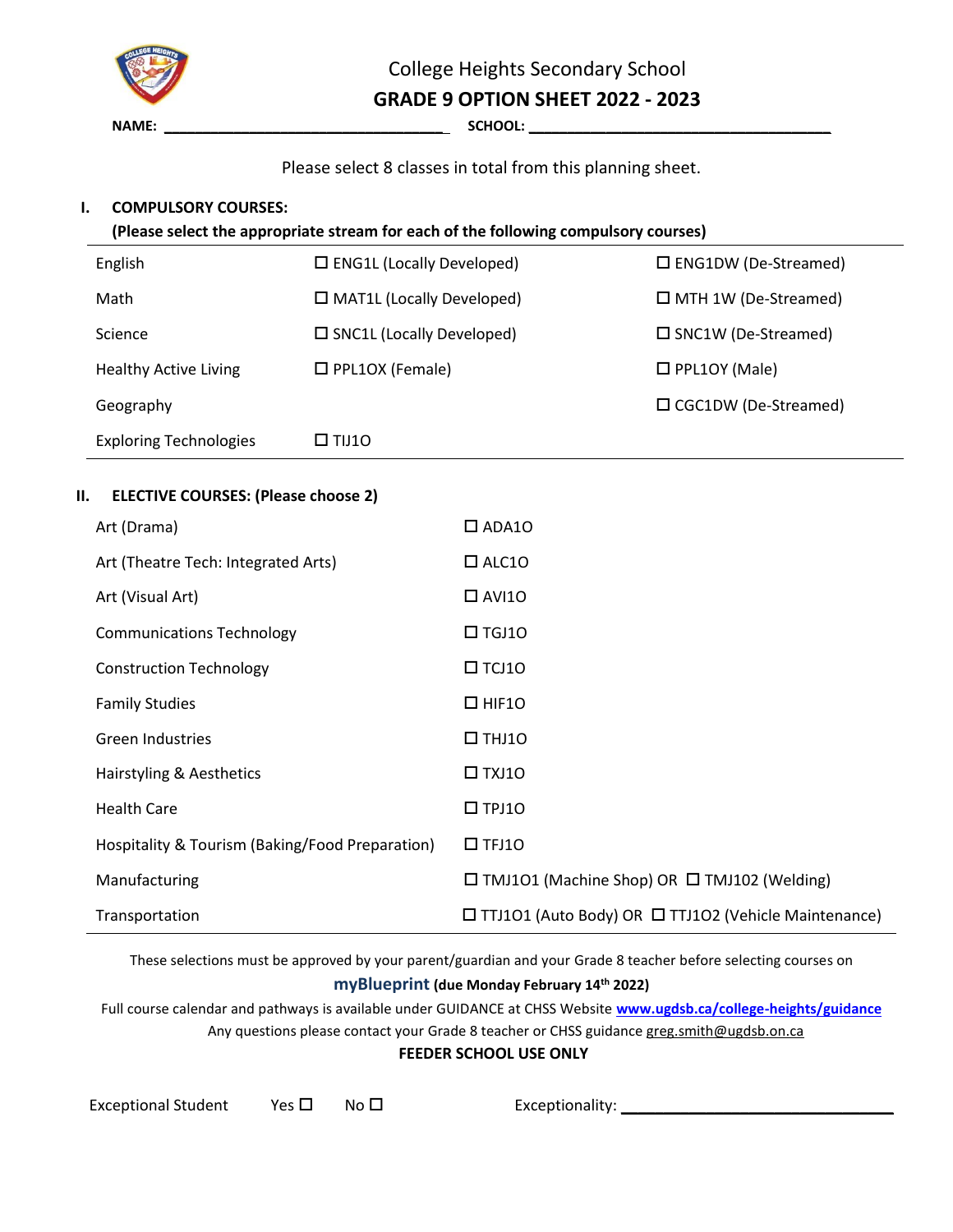College Heights Secondary School

# GRADE 9 OPTION SHEET 2022 - 2023

**NAME:** ________________________________ **SCHOOL:** ___________________________________

Please select 8 classes in total from this planning sheet.

## I. COMPULSORY COURSES:

**(Please select the appropriate stream for each of the following compulsory courses)**

| | | |
|---|---|---|
| English | ☐ ENG1L (Locally Developed) | ☐ ENG1DW (De-Streamed) |
| Math | ☐ MAT1L (Locally Developed) | ☐ MTH 1W (De-Streamed) |
| Science | ☐ SNC1L (Locally Developed) | ☐ SNC1W (De-Streamed) |
| Healthy Active Living | ☐ PPL1OX (Female) | ☐ PPL1OY (Male) |
| Geography | | ☐ CGC1DW (De-Streamed) |
| Exploring Technologies | ☐ TIJ1O | |

## II. ELECTIVE COURSES: (Please choose 2)

| | |
|---|---|
| Art (Drama) | ☐ ADA1O |
| Art (Theatre Tech: Integrated Arts) | ☐ ALC1O |
| Art (Visual Art) | ☐ AVI1O |
| Communications Technology | ☐ TGJ1O |
| Construction Technology | ☐ TCJ1O |
| Family Studies | ☐ HIF1O |
| Green Industries | ☐ THJ1O |
| Hairstyling & Aesthetics | ☐ TXJ1O |
| Health Care | ☐ TPJ1O |
| Hospitality & Tourism (Baking/Food Preparation) | ☐ TFJ1O |
| Manufacturing | ☐ TMJ1O1 (Machine Shop) OR ☐ TMJ1O2 (Welding) |
| Transportation | ☐ TTJ1O1 (Auto Body) OR ☐ TTJ1O2 (Vehicle Maintenance) |

These selections must be approved by your parent/guardian and your Grade 8 teacher before selecting courses on **myBlueprint (due Monday February 14th 2022)**

Full course calendar and pathways is available under GUIDANCE at CHSS Website [www.ugdsb.ca/college-heights/guidance](www.ugdsb.ca/college-heights/guidance)

Any questions please contact your Grade 8 teacher or CHSS guidance greg.smith@ugdsb.on.ca

**FEEDER SCHOOL USE ONLY**

Exceptional Student Yes ☐ No ☐ Exceptionality: ______________________________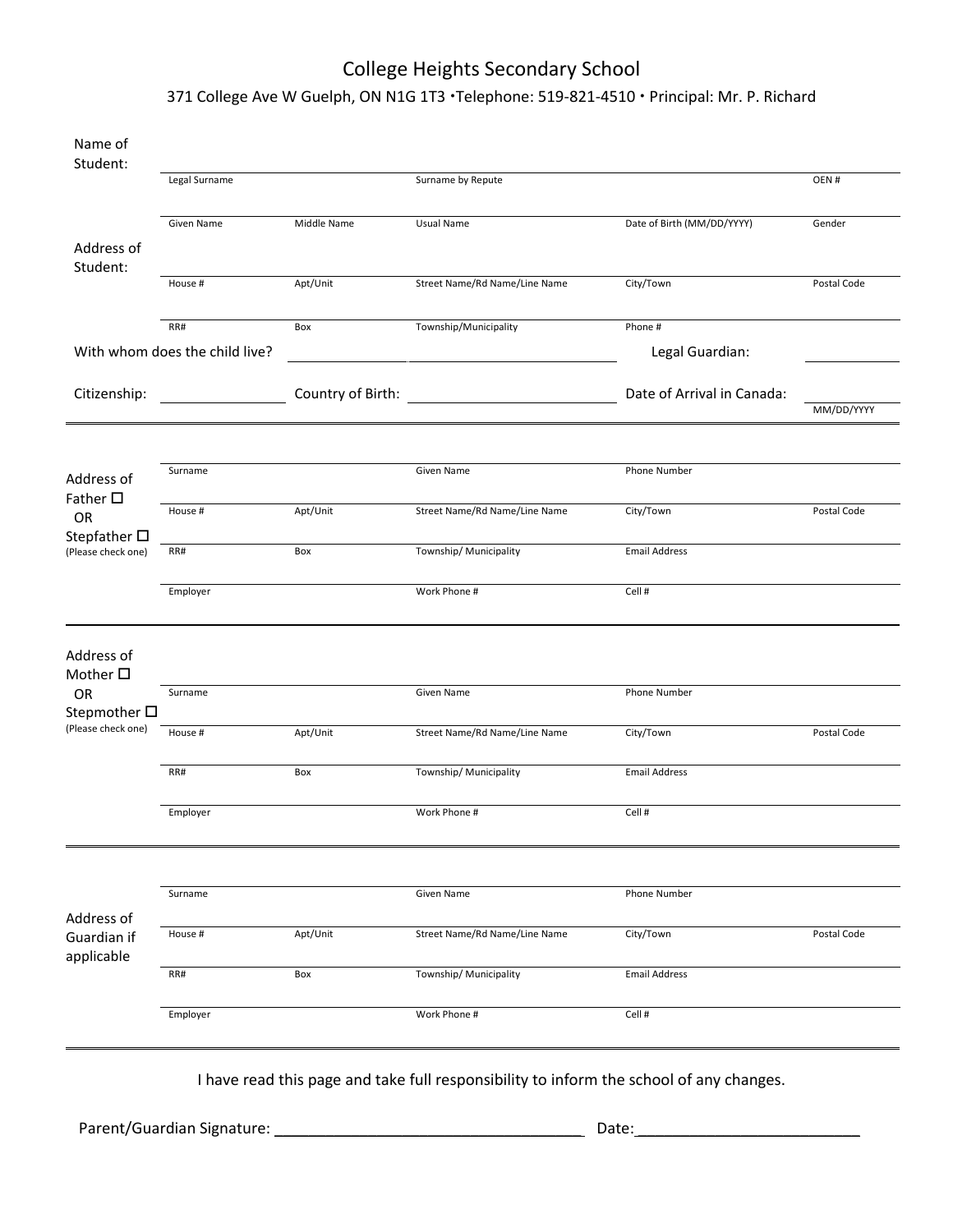# College Heights Secondary School

371 College Ave W Guelph, ON N1G 1T3 • Telephone: 519-821-4510 • Principal: Mr. P. Richard

**Name of Student:**

| | | | | |
|---|---|---|---|---|
| Legal Surname | | Surname by Repute | | OEN # |
| Given Name | Middle Name | Usual Name | Date of Birth (MM/DD/YYYY) | Gender |

**Address of Student:**

| | | | | |
|---|---|---|---|---|
| House # | Apt/Unit | Street Name/Rd Name/Line Name | City/Town | Postal Code |
| RR# | Box | Township/Municipality | Phone # | |

With whom does the child live? ______________________ Legal Guardian: ____________

Citizenship: ____________ Country of Birth: ______________________ Date of Arrival in Canada: ____________ (MM/DD/YYYY)

**Address of Father ☐ OR Stepfather ☐** (Please check one)

| | | | | |
|---|---|---|---|---|
| Surname | | Given Name | Phone Number | |
| House # | Apt/Unit | Street Name/Rd Name/Line Name | City/Town | Postal Code |
| RR# | Box | Township/ Municipality | Email Address | |
| Employer | | Work Phone # | Cell # | |

**Address of Mother ☐ OR Stepmother ☐** (Please check one)

| | | | | |
|---|---|---|---|---|
| Surname | | Given Name | Phone Number | |
| House # | Apt/Unit | Street Name/Rd Name/Line Name | City/Town | Postal Code |
| RR# | Box | Township/ Municipality | Email Address | |
| Employer | | Work Phone # | Cell # | |

**Address of Guardian if applicable**

| | | | | |
|---|---|---|---|---|
| Surname | | Given Name | Phone Number | |
| House # | Apt/Unit | Street Name/Rd Name/Line Name | City/Town | Postal Code |
| RR# | Box | Township/ Municipality | Email Address | |
| Employer | | Work Phone # | Cell # | |

I have read this page and take full responsibility to inform the school of any changes.

Parent/Guardian Signature: ___________________________________ Date:_________________________